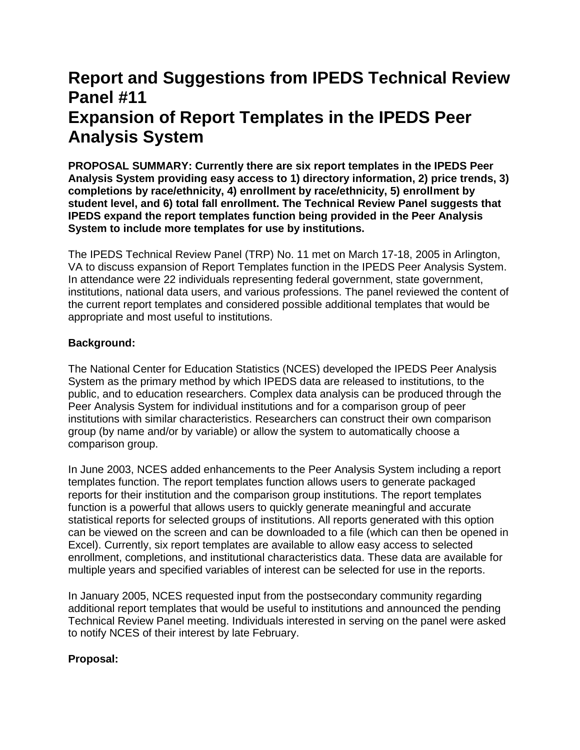# Report and Suggestions from IPEDS Technical Review Panel #11
# Expansion of Report Templates in the IPEDS Peer Analysis System

**PROPOSAL SUMMARY: Currently there are six report templates in the IPEDS Peer Analysis System providing easy access to 1) directory information, 2) price trends, 3) completions by race/ethnicity, 4) enrollment by race/ethnicity, 5) enrollment by student level, and 6) total fall enrollment. The Technical Review Panel suggests that IPEDS expand the report templates function being provided in the Peer Analysis System to include more templates for use by institutions.**

The IPEDS Technical Review Panel (TRP) No. 11 met on March 17-18, 2005 in Arlington, VA to discuss expansion of Report Templates function in the IPEDS Peer Analysis System. In attendance were 22 individuals representing federal government, state government, institutions, national data users, and various professions. The panel reviewed the content of the current report templates and considered possible additional templates that would be appropriate and most useful to institutions.

**Background:**

The National Center for Education Statistics (NCES) developed the IPEDS Peer Analysis System as the primary method by which IPEDS data are released to institutions, to the public, and to education researchers. Complex data analysis can be produced through the Peer Analysis System for individual institutions and for a comparison group of peer institutions with similar characteristics. Researchers can construct their own comparison group (by name and/or by variable) or allow the system to automatically choose a comparison group.

In June 2003, NCES added enhancements to the Peer Analysis System including a report templates function. The report templates function allows users to generate packaged reports for their institution and the comparison group institutions. The report templates function is a powerful that allows users to quickly generate meaningful and accurate statistical reports for selected groups of institutions. All reports generated with this option can be viewed on the screen and can be downloaded to a file (which can then be opened in Excel). Currently, six report templates are available to allow easy access to selected enrollment, completions, and institutional characteristics data. These data are available for multiple years and specified variables of interest can be selected for use in the reports.

In January 2005, NCES requested input from the postsecondary community regarding additional report templates that would be useful to institutions and announced the pending Technical Review Panel meeting. Individuals interested in serving on the panel were asked to notify NCES of their interest by late February.

**Proposal:**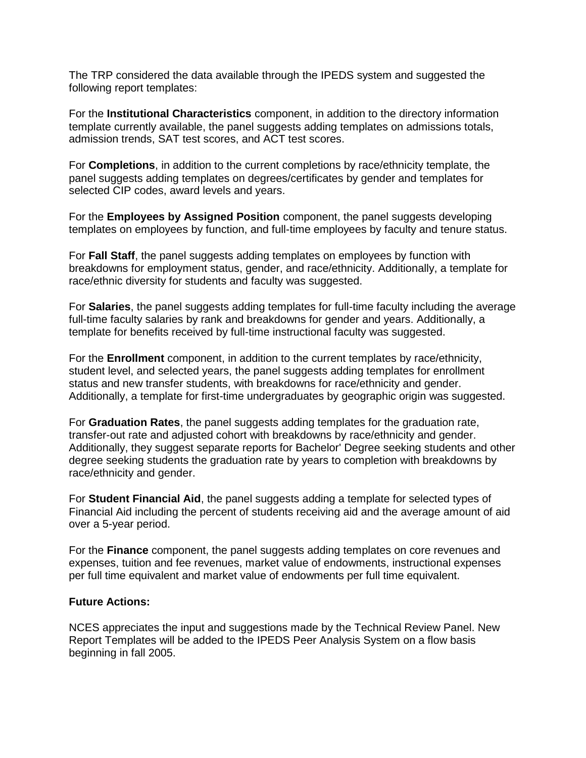The TRP considered the data available through the IPEDS system and suggested the following report templates:

For the **Institutional Characteristics** component, in addition to the directory information template currently available, the panel suggests adding templates on admissions totals, admission trends, SAT test scores, and ACT test scores.

For **Completions**, in addition to the current completions by race/ethnicity template, the panel suggests adding templates on degrees/certificates by gender and templates for selected CIP codes, award levels and years.

For the **Employees by Assigned Position** component, the panel suggests developing templates on employees by function, and full-time employees by faculty and tenure status.

For **Fall Staff**, the panel suggests adding templates on employees by function with breakdowns for employment status, gender, and race/ethnicity. Additionally, a template for race/ethnic diversity for students and faculty was suggested.

For **Salaries**, the panel suggests adding templates for full-time faculty including the average full-time faculty salaries by rank and breakdowns for gender and years. Additionally, a template for benefits received by full-time instructional faculty was suggested.

For the **Enrollment** component, in addition to the current templates by race/ethnicity, student level, and selected years, the panel suggests adding templates for enrollment status and new transfer students, with breakdowns for race/ethnicity and gender. Additionally, a template for first-time undergraduates by geographic origin was suggested.

For **Graduation Rates**, the panel suggests adding templates for the graduation rate, transfer-out rate and adjusted cohort with breakdowns by race/ethnicity and gender. Additionally, they suggest separate reports for Bachelor' Degree seeking students and other degree seeking students the graduation rate by years to completion with breakdowns by race/ethnicity and gender.

For **Student Financial Aid**, the panel suggests adding a template for selected types of Financial Aid including the percent of students receiving aid and the average amount of aid over a 5-year period.

For the **Finance** component, the panel suggests adding templates on core revenues and expenses, tuition and fee revenues, market value of endowments, instructional expenses per full time equivalent and market value of endowments per full time equivalent.

**Future Actions:**

NCES appreciates the input and suggestions made by the Technical Review Panel. New Report Templates will be added to the IPEDS Peer Analysis System on a flow basis beginning in fall 2005.